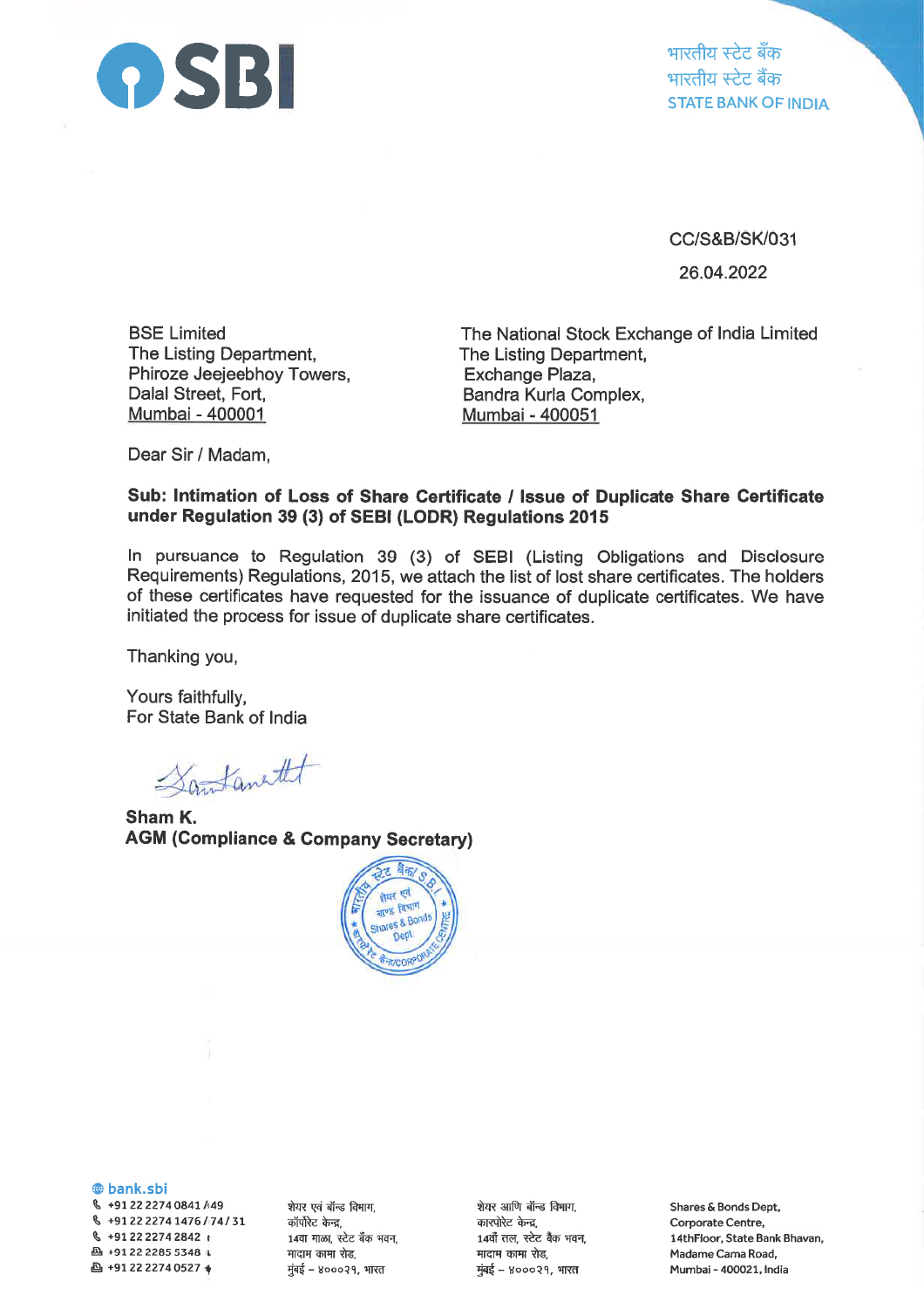**SBI**

भारतीय स्टेट बैंक
भारतीय स्टेट बैंक
STATE BANK OF INDIA

CC/S&B/SK/031

26.04.2022

BSE Limited
The Listing Department,
Phiroze Jeejeebhoy Towers,
Dalal Street, Fort,
Mumbai - 400001

The National Stock Exchange of India Limited
The Listing Department,
Exchange Plaza,
Bandra Kurla Complex,
Mumbai - 400051

Dear Sir / Madam,

**Sub: Intimation of Loss of Share Certificate / Issue of Duplicate Share Certificate under Regulation 39 (3) of SEBI (LODR) Regulations 2015**

In pursuance to Regulation 39 (3) of SEBI (Listing Obligations and Disclosure Requirements) Regulations, 2015, we attach the list of lost share certificates. The holders of these certificates have requested for the issuance of duplicate certificates. We have initiated the process for issue of duplicate share certificates.

Thanking you,

Yours faithfully,
For State Bank of India

**Sham K.**
**AGM (Compliance & Company Secretary)**

bank.sbi
+91 22 2274 0841 / 49
+91 22 2274 1476 / 74 / 31
+91 22 2274 2842
+91 22 2285 5348
+91 22 2274 0527

शेयर एवं बॉन्ड विभाग,
कॉर्पोरेट केन्द्र,
14वा माळा, स्टेट बैंक भवन,
मादाम कामा रोड,
मुंबई – ४०००२१, भारत

शेयर आणि बॉन्ड विभाग,
कारपोरेट केन्द्र,
14वाँ तल, स्टेट बैंक भवन,
मादाम कामा रोड,
मुंबई – ४०००२१, भारत

Shares & Bonds Dept,
Corporate Centre,
14thFloor, State Bank Bhavan,
Madame Cama Road,
Mumbai - 400021, India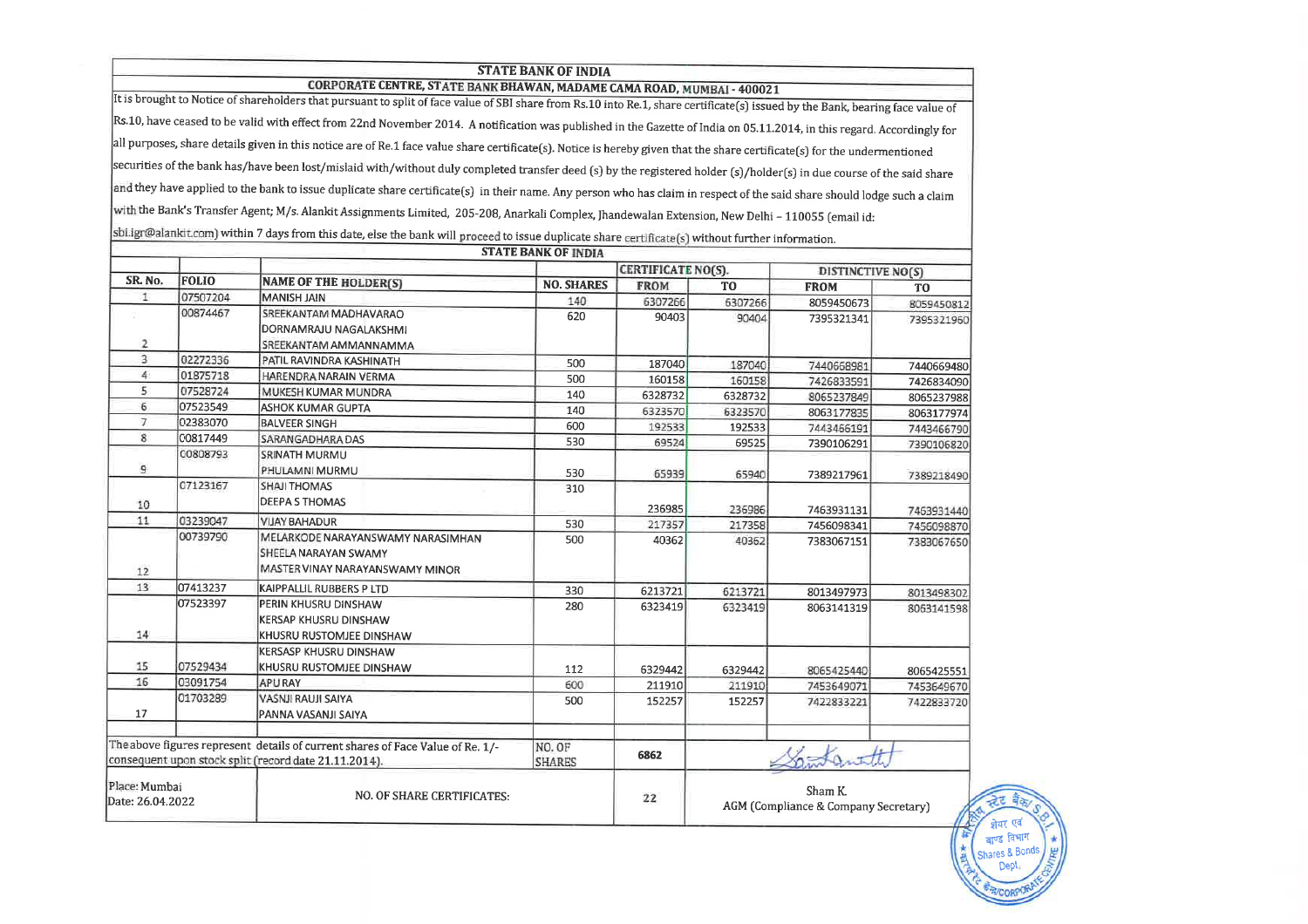# STATE BANK OF INDIA

## CORPORATE CENTRE, STATE BANK BHAWAN, MADAME CAMA ROAD, MUMBAI - 400021

It is brought to Notice of shareholders that pursuant to split of face value of SBI share from Rs.10 into Re.1, share certificate(s) issued by the Bank, bearing face value of Rs.10, have ceased to be valid with effect from 22nd November 2014. A notification was published in the Gazette of India on 05.11.2014, in this regard. Accordingly for all purposes, share details given in this notice are of Re.1 face value share certificate(s). Notice is hereby given that the share certificate(s) for the undermentioned securities of the bank has/have been lost/mislaid with/without duly completed transfer deed (s) by the registered holder (s)/holder(s) in due course of the said share and they have applied to the bank to issue duplicate share certificate(s) in their name. Any person who has claim in respect of the said share should lodge such a claim with the Bank's Transfer Agent; M/s. Alankit Assignments Limited, 205-208, Anarkali Complex, Jhandewalan Extension, New Delhi – 110055 (email id: sbi.igr@alankit.com) within 7 days from this date, else the bank will proceed to issue duplicate share certificate(s) without further information.

### STATE BANK OF INDIA

| SR. No. | FOLIO | NAME OF THE HOLDER(S) | NO. SHARES | CERTIFICATE NO(S). | | DISTINCTIVE NO(S) | |
|---|---|---|---|---|---|---|---|
| | | | | FROM | TO | FROM | TO |
| 1 | 07507204 | MANISH JAIN | 140 | 6307266 | 6307266 | 8059450673 | 8059450812 |
| 2 | 00874467 | SREEKANTAM MADHAVARAO<br>DORNAMRAJU NAGALAKSHMI<br>SREEKANTAM AMMANNAMMA | 620 | 90403 | 90404 | 7395321341 | 7395321960 |
| 3 | 02272336 | PATIL RAVINDRA KASHINATH | 500 | 187040 | 187040 | 7440668981 | 7440669480 |
| 4 | 01875718 | HARENDRA NARAIN VERMA | 500 | 160158 | 160158 | 7426833591 | 7426834090 |
| 5 | 07528724 | MUKESH KUMAR MUNDRA | 140 | 6328732 | 6328732 | 8065237849 | 8065237988 |
| 6 | 07523549 | ASHOK KUMAR GUPTA | 140 | 6323570 | 6323570 | 8063177835 | 8063177974 |
| 7 | 02383070 | BALVEER SINGH | 600 | 192533 | 192533 | 7443466191 | 7443466790 |
| 8 | 00817449 | SARANGADHARA DAS | 530 | 69524 | 69525 | 7390106291 | 7390106820 |
| 9 | 00808793 | SRINATH MURMU<br>PHULAMNI MURMU | 530 | 65939 | 65940 | 7389217961 | 7389218490 |
| 10 | 07123167 | SHAJI THOMAS<br>DEEPA S THOMAS | 310 | 236985 | 236986 | 7463931131 | 7463931440 |
| 11 | 03239047 | VIJAY BAHADUR | 530 | 217357 | 217358 | 7456098341 | 7456098870 |
| 12 | 00739790 | MELARKODE NARAYANSWAMY NARASIMHAN<br>SHEELA NARAYAN SWAMY<br>MASTER VINAY NARAYANSWAMY MINOR | 500 | 40362 | 40362 | 7383067151 | 7383067650 |
| 13 | 07413237 | KAIPPALLIL RUBBERS P LTD | 330 | 6213721 | 6213721 | 8013497973 | 8013498302 |
| 14 | 07523397 | PERIN KHUSRU DINSHAW<br>KERSAP KHUSRU DINSHAW<br>KHUSRU RUSTOMJEE DINSHAW | 280 | 6323419 | 6323419 | 8063141319 | 8063141598 |
| 15 | 07529434 | KERSASP KHUSRU DINSHAW<br>KHUSRU RUSTOMJEE DINSHAW | 112 | 6329442 | 6329442 | 8065425440 | 8065425551 |
| 16 | 03091754 | APU RAY | 600 | 211910 | 211910 | 7453649071 | 7453649670 |
| 17 | 01703289 | VASNJI RAUJI SAIYA<br>PANNA VASANJI SAIYA | 500 | 152257 | 152257 | 7422833221 | 7422833720 |

The above figures represent details of current shares of Face Value of Re. 1/- consequent upon stock split (record date 21.11.2014).

NO. OF SHARES: 6862

NO. OF SHARE CERTIFICATES: 22

Place: Mumbai
Date: 26.04.2022

Sham K.
AGM (Compliance & Company Secretary)